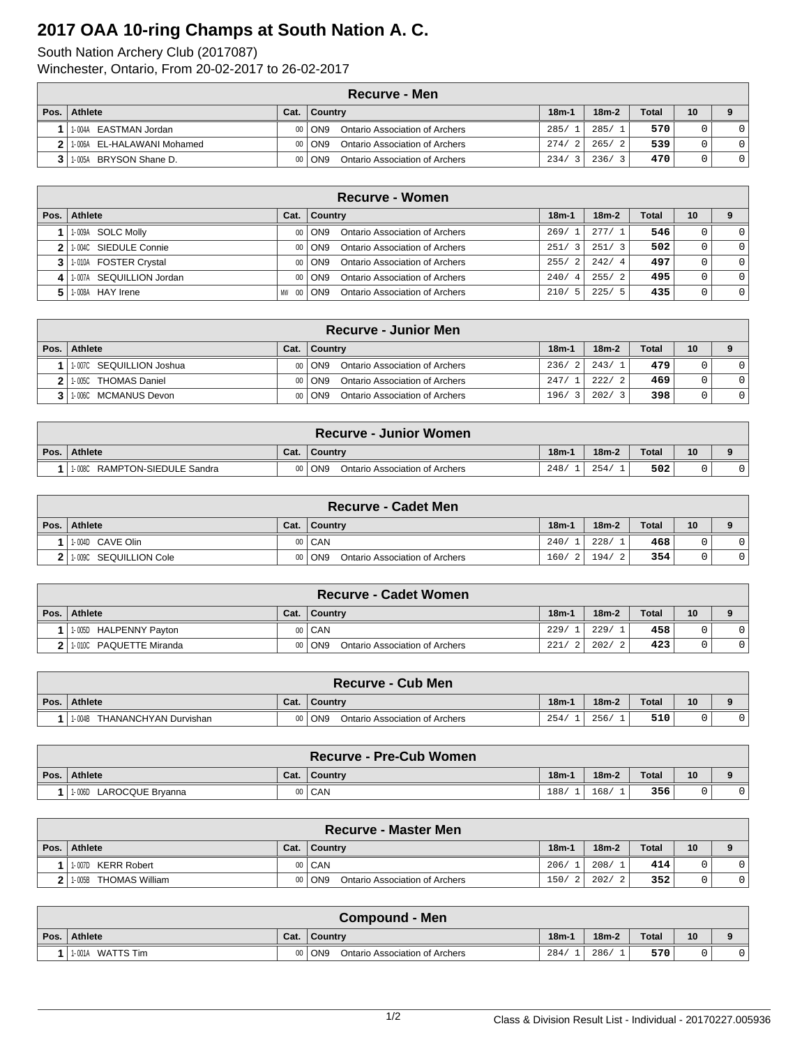# 2017 OAA 10-ring Champs at South Nation A. C.

South Nation Archery Club (2017087)

Winchester, Ontario, From 20-02-2017 to 26-02-2017

| Recurve - Men | | | | | | | | |
|---|---|---|---|---|---|---|---|---|
| Pos. | Athlete | Cat. | Country | 18m-1 | 18m-2 | Total | 10 | 9 |
| 1 | 1-004A EASTMAN Jordan | 00 | ON9 Ontario Association of Archers | 285/ 1 | 285/ 1 | 570 | 0 | 0 |
| 2 | 1-006A EL-HALAWANI Mohamed | 00 | ON9 Ontario Association of Archers | 274/ 2 | 265/ 2 | 539 | 0 | 0 |
| 3 | 1-005A BRYSON Shane D. | 00 | ON9 Ontario Association of Archers | 234/ 3 | 236/ 3 | 470 | 0 | 0 |

| Recurve - Women | | | | | | | | |
|---|---|---|---|---|---|---|---|---|
| Pos. | Athlete | Cat. | Country | 18m-1 | 18m-2 | Total | 10 | 9 |
| 1 | 1-009A SOLC Molly | 00 | ON9 Ontario Association of Archers | 269/ 1 | 277/ 1 | 546 | 0 | 0 |
| 2 | 1-004C SIEDULE Connie | 00 | ON9 Ontario Association of Archers | 251/ 3 | 251/ 3 | 502 | 0 | 0 |
| 3 | 1-010A FOSTER Crystal | 00 | ON9 Ontario Association of Archers | 255/ 2 | 242/ 4 | 497 | 0 | 0 |
| 4 | 1-007A SEQUILLION Jordan | 00 | ON9 Ontario Association of Archers | 240/ 4 | 255/ 2 | 495 | 0 | 0 |
| 5 | 1-008A HAY Irene | MW 00 | ON9 Ontario Association of Archers | 210/ 5 | 225/ 5 | 435 | 0 | 0 |

| Recurve - Junior Men | | | | | | | | |
|---|---|---|---|---|---|---|---|---|
| Pos. | Athlete | Cat. | Country | 18m-1 | 18m-2 | Total | 10 | 9 |
| 1 | 1-007C SEQUILLION Joshua | 00 | ON9 Ontario Association of Archers | 236/ 2 | 243/ 1 | 479 | 0 | 0 |
| 2 | 1-005C THOMAS Daniel | 00 | ON9 Ontario Association of Archers | 247/ 1 | 222/ 2 | 469 | 0 | 0 |
| 3 | 1-006C MCMANUS Devon | 00 | ON9 Ontario Association of Archers | 196/ 3 | 202/ 3 | 398 | 0 | 0 |

| Recurve - Junior Women | | | | | | | | |
|---|---|---|---|---|---|---|---|---|
| Pos. | Athlete | Cat. | Country | 18m-1 | 18m-2 | Total | 10 | 9 |
| 1 | 1-008C RAMPTON-SIEDULE Sandra | 00 | ON9 Ontario Association of Archers | 248/ 1 | 254/ 1 | 502 | 0 | 0 |

| Recurve - Cadet Men | | | | | | | | |
|---|---|---|---|---|---|---|---|---|
| Pos. | Athlete | Cat. | Country | 18m-1 | 18m-2 | Total | 10 | 9 |
| 1 | 1-004D CAVE Olin | 00 | CAN | 240/ 1 | 228/ 1 | 468 | 0 | 0 |
| 2 | 1-009C SEQUILLION Cole | 00 | ON9 Ontario Association of Archers | 160/ 2 | 194/ 2 | 354 | 0 | 0 |

| Recurve - Cadet Women | | | | | | | | |
|---|---|---|---|---|---|---|---|---|
| Pos. | Athlete | Cat. | Country | 18m-1 | 18m-2 | Total | 10 | 9 |
| 1 | 1-005D HALPENNY Payton | 00 | CAN | 229/ 1 | 229/ 1 | 458 | 0 | 0 |
| 2 | 1-010C PAQUETTE Miranda | 00 | ON9 Ontario Association of Archers | 221/ 2 | 202/ 2 | 423 | 0 | 0 |

| Recurve - Cub Men | | | | | | | | |
|---|---|---|---|---|---|---|---|---|
| Pos. | Athlete | Cat. | Country | 18m-1 | 18m-2 | Total | 10 | 9 |
| 1 | 1-004B THANANCHYAN Durvishan | 00 | ON9 Ontario Association of Archers | 254/ 1 | 256/ 1 | 510 | 0 | 0 |

| Recurve - Pre-Cub Women | | | | | | | | |
|---|---|---|---|---|---|---|---|---|
| Pos. | Athlete | Cat. | Country | 18m-1 | 18m-2 | Total | 10 | 9 |
| 1 | 1-006D LAROCQUE Bryanna | 00 | CAN | 188/ 1 | 168/ 1 | 356 | 0 | 0 |

| Recurve - Master Men | | | | | | | | |
|---|---|---|---|---|---|---|---|---|
| Pos. | Athlete | Cat. | Country | 18m-1 | 18m-2 | Total | 10 | 9 |
| 1 | 1-007D KERR Robert | 00 | CAN | 206/ 1 | 208/ 1 | 414 | 0 | 0 |
| 2 | 1-005B THOMAS William | 00 | ON9 Ontario Association of Archers | 150/ 2 | 202/ 2 | 352 | 0 | 0 |

| Compound - Men | | | | | | | | |
|---|---|---|---|---|---|---|---|---|
| Pos. | Athlete | Cat. | Country | 18m-1 | 18m-2 | Total | 10 | 9 |
| 1 | 1-001A WATTS Tim | 00 | ON9 Ontario Association of Archers | 284/ 1 | 286/ 1 | 570 | 0 | 0 |

Class & Division Result List - Individual - 20170227.005936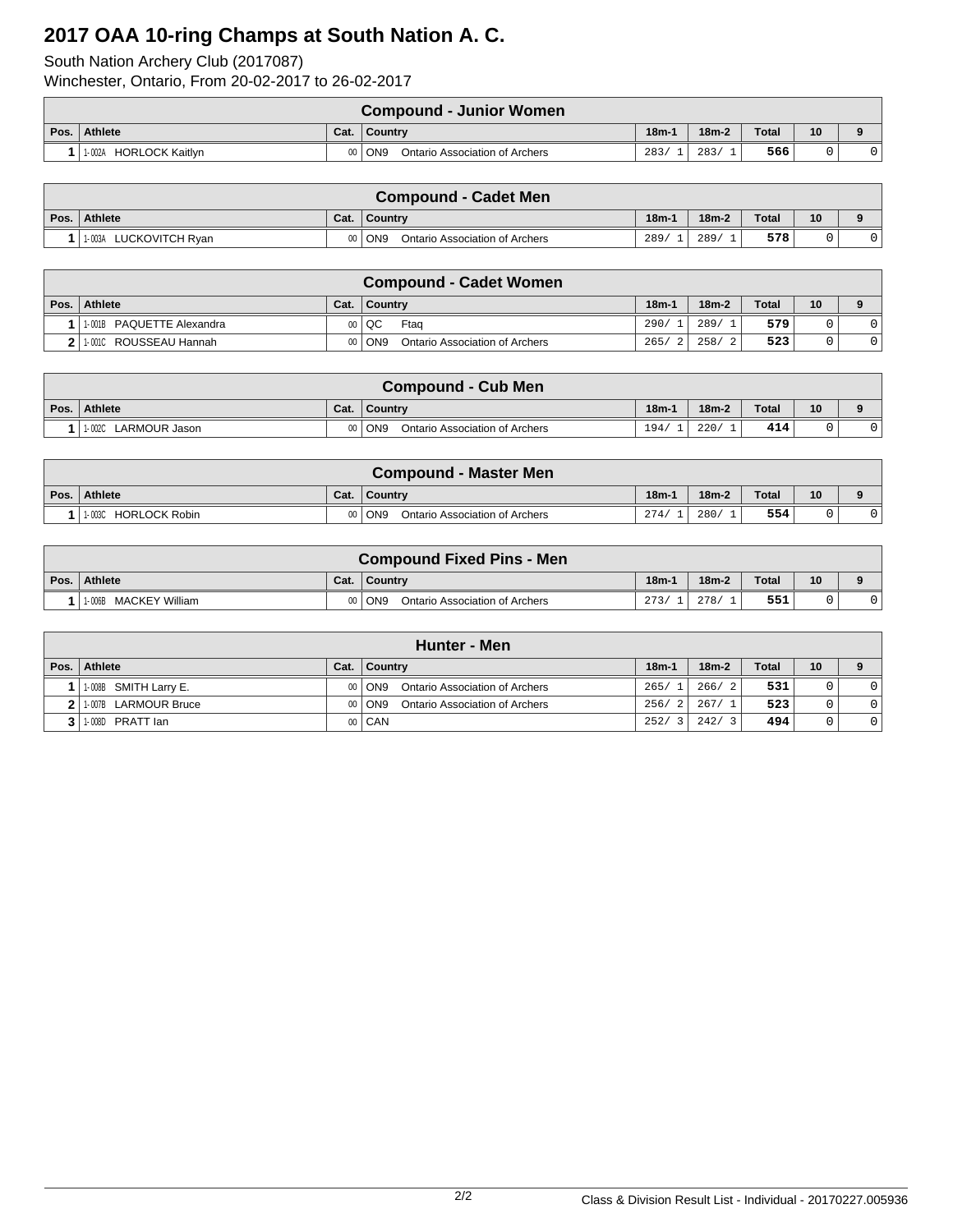# 2017 OAA 10-ring Champs at South Nation A. C.

South Nation Archery Club (2017087)
Winchester, Ontario, From 20-02-2017 to 26-02-2017

| Compound - Junior Women | | | | | | | | |
|---|---|---|---|---|---|---|---|---|
| Pos. | Athlete | Cat. | Country | 18m-1 | 18m-2 | Total | 10 | 9 |
| 1 | 1-002A HORLOCK Kaitlyn | 00 | ON9 Ontario Association of Archers | 283/ 1 | 283/ 1 | 566 | 0 | 0 |

| Compound - Cadet Men | | | | | | | | |
|---|---|---|---|---|---|---|---|---|
| Pos. | Athlete | Cat. | Country | 18m-1 | 18m-2 | Total | 10 | 9 |
| 1 | 1-003A LUCKOVITCH Ryan | 00 | ON9 Ontario Association of Archers | 289/ 1 | 289/ 1 | 578 | 0 | 0 |

| Compound - Cadet Women | | | | | | | | |
|---|---|---|---|---|---|---|---|---|
| Pos. | Athlete | Cat. | Country | 18m-1 | 18m-2 | Total | 10 | 9 |
| 1 | 1-001B PAQUETTE Alexandra | 00 | QC Ftaq | 290/ 1 | 289/ 1 | 579 | 0 | 0 |
| 2 | 1-001C ROUSSEAU Hannah | 00 | ON9 Ontario Association of Archers | 265/ 2 | 258/ 2 | 523 | 0 | 0 |

| Compound - Cub Men | | | | | | | | |
|---|---|---|---|---|---|---|---|---|
| Pos. | Athlete | Cat. | Country | 18m-1 | 18m-2 | Total | 10 | 9 |
| 1 | 1-002C LARMOUR Jason | 00 | ON9 Ontario Association of Archers | 194/ 1 | 220/ 1 | 414 | 0 | 0 |

| Compound - Master Men | | | | | | | | |
|---|---|---|---|---|---|---|---|---|
| Pos. | Athlete | Cat. | Country | 18m-1 | 18m-2 | Total | 10 | 9 |
| 1 | 1-003C HORLOCK Robin | 00 | ON9 Ontario Association of Archers | 274/ 1 | 280/ 1 | 554 | 0 | 0 |

| Compound Fixed Pins - Men | | | | | | | | |
|---|---|---|---|---|---|---|---|---|
| Pos. | Athlete | Cat. | Country | 18m-1 | 18m-2 | Total | 10 | 9 |
| 1 | 1-006B MACKEY William | 00 | ON9 Ontario Association of Archers | 273/ 1 | 278/ 1 | 551 | 0 | 0 |

| Hunter - Men | | | | | | | | |
|---|---|---|---|---|---|---|---|---|
| Pos. | Athlete | Cat. | Country | 18m-1 | 18m-2 | Total | 10 | 9 |
| 1 | 1-008B SMITH Larry E. | 00 | ON9 Ontario Association of Archers | 265/ 1 | 266/ 2 | 531 | 0 | 0 |
| 2 | 1-007B LARMOUR Bruce | 00 | ON9 Ontario Association of Archers | 256/ 2 | 267/ 1 | 523 | 0 | 0 |
| 3 | 1-008D PRATT Ian | 00 | CAN | 252/ 3 | 242/ 3 | 494 | 0 | 0 |

Class & Division Result List - Individual - 20170227.005936